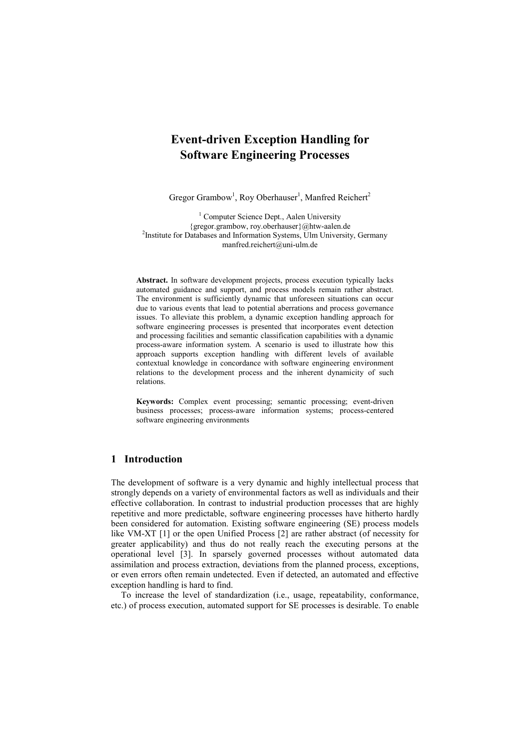# Event-driven Exception Handling for Software Engineering Processes

Gregor Grambow[1], Roy Oberhauser[1], Manfred Reichert[2]

[1] Computer Science Dept., Aalen University
{gregor.grambow, roy.oberhauser}@htw-aalen.de
[2]Institute for Databases and Information Systems, Ulm University, Germany
manfred.reichert@uni-ulm.de

**Abstract.** In software development projects, process execution typically lacks automated guidance and support, and process models remain rather abstract. The environment is sufficiently dynamic that unforeseen situations can occur due to various events that lead to potential aberrations and process governance issues. To alleviate this problem, a dynamic exception handling approach for software engineering processes is presented that incorporates event detection and processing facilities and semantic classification capabilities with a dynamic process-aware information system. A scenario is used to illustrate how this approach supports exception handling with different levels of available contextual knowledge in concordance with software engineering environment relations to the development process and the inherent dynamicity of such relations.

**Keywords:** Complex event processing; semantic processing; event-driven business processes; process-aware information systems; process-centered software engineering environments

## 1 Introduction

The development of software is a very dynamic and highly intellectual process that strongly depends on a variety of environmental factors as well as individuals and their effective collaboration. In contrast to industrial production processes that are highly repetitive and more predictable, software engineering processes have hitherto hardly been considered for automation. Existing software engineering (SE) process models like VM-XT [1] or the open Unified Process [2] are rather abstract (of necessity for greater applicability) and thus do not really reach the executing persons at the operational level [3]. In sparsely governed processes without automated data assimilation and process extraction, deviations from the planned process, exceptions, or even errors often remain undetected. Even if detected, an automated and effective exception handling is hard to find.

To increase the level of standardization (i.e., usage, repeatability, conformance, etc.) of process execution, automated support for SE processes is desirable. To enable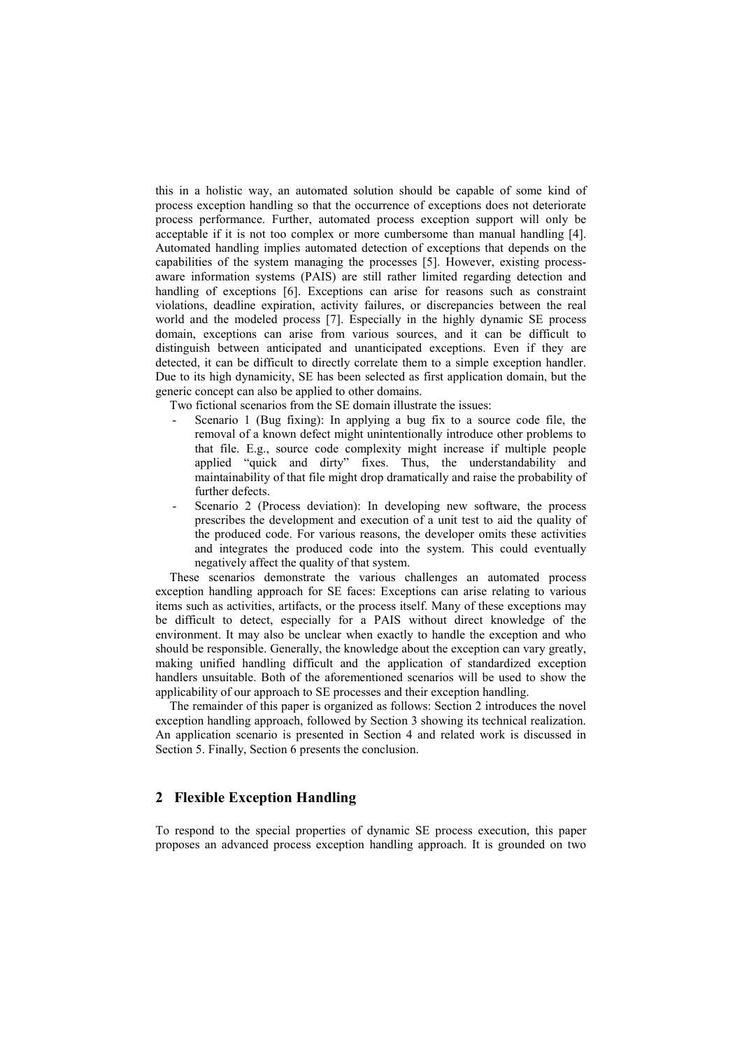this in a holistic way, an automated solution should be capable of some kind of process exception handling so that the occurrence of exceptions does not deteriorate process performance. Further, automated process exception support will only be acceptable if it is not too complex or more cumbersome than manual handling [4]. Automated handling implies automated detection of exceptions that depends on the capabilities of the system managing the processes [5]. However, existing process-aware information systems (PAIS) are still rather limited regarding detection and handling of exceptions [6]. Exceptions can arise for reasons such as constraint violations, deadline expiration, activity failures, or discrepancies between the real world and the modeled process [7]. Especially in the highly dynamic SE process domain, exceptions can arise from various sources, and it can be difficult to distinguish between anticipated and unanticipated exceptions. Even if they are detected, it can be difficult to directly correlate them to a simple exception handler. Due to its high dynamicity, SE has been selected as first application domain, but the generic concept can also be applied to other domains.

Two fictional scenarios from the SE domain illustrate the issues:

- Scenario 1 (Bug fixing): In applying a bug fix to a source code file, the removal of a known defect might unintentionally introduce other problems to that file. E.g., source code complexity might increase if multiple people applied "quick and dirty" fixes. Thus, the understandability and maintainability of that file might drop dramatically and raise the probability of further defects.
- Scenario 2 (Process deviation): In developing new software, the process prescribes the development and execution of a unit test to aid the quality of the produced code. For various reasons, the developer omits these activities and integrates the produced code into the system. This could eventually negatively affect the quality of that system.

These scenarios demonstrate the various challenges an automated process exception handling approach for SE faces: Exceptions can arise relating to various items such as activities, artifacts, or the process itself. Many of these exceptions may be difficult to detect, especially for a PAIS without direct knowledge of the environment. It may also be unclear when exactly to handle the exception and who should be responsible. Generally, the knowledge about the exception can vary greatly, making unified handling difficult and the application of standardized exception handlers unsuitable. Both of the aforementioned scenarios will be used to show the applicability of our approach to SE processes and their exception handling.

The remainder of this paper is organized as follows: Section 2 introduces the novel exception handling approach, followed by Section 3 showing its technical realization. An application scenario is presented in Section 4 and related work is discussed in Section 5. Finally, Section 6 presents the conclusion.

## 2 Flexible Exception Handling

To respond to the special properties of dynamic SE process execution, this paper proposes an advanced process exception handling approach. It is grounded on two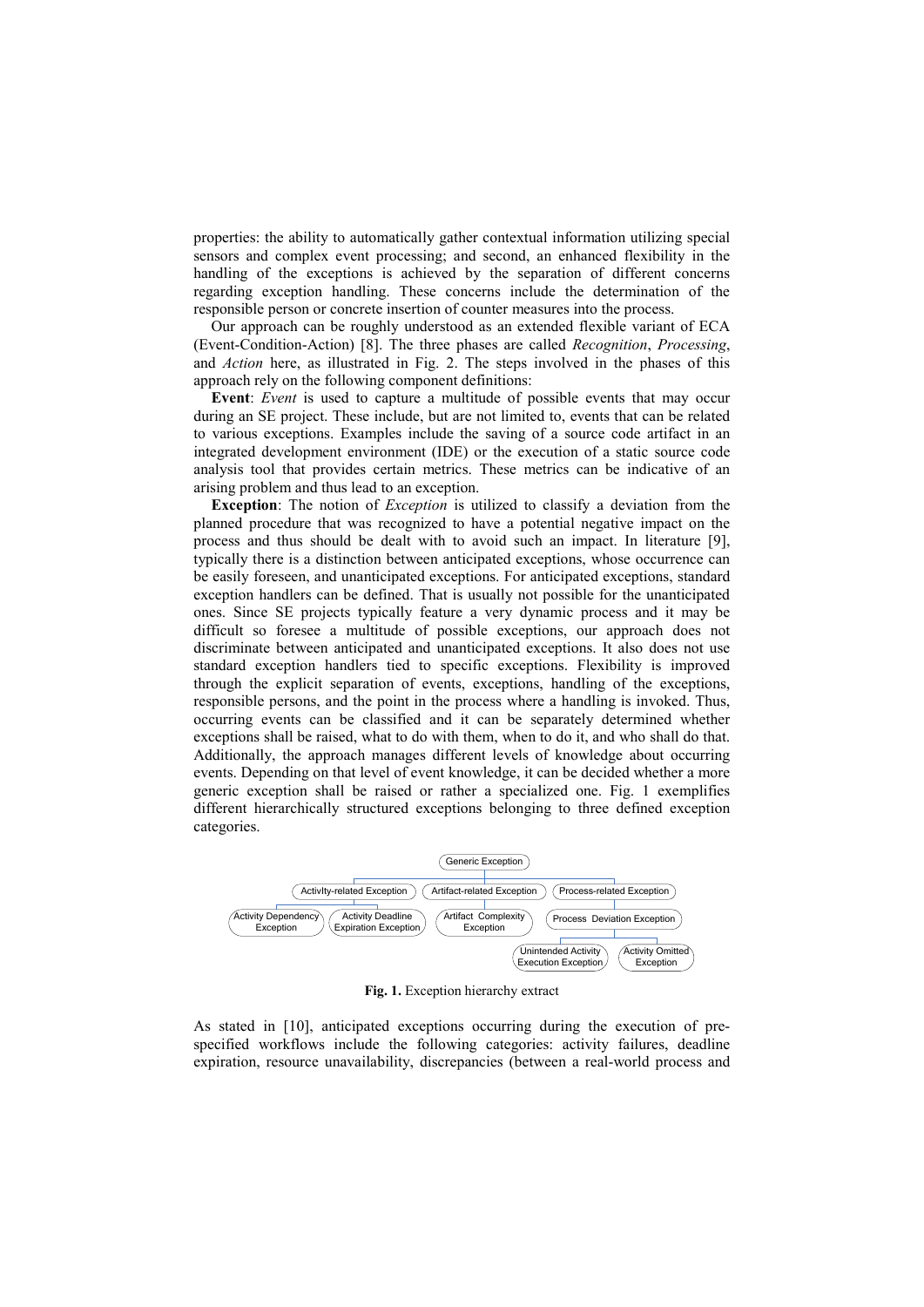properties: the ability to automatically gather contextual information utilizing special sensors and complex event processing; and second, an enhanced flexibility in the handling of the exceptions is achieved by the separation of different concerns regarding exception handling. These concerns include the determination of the responsible person or concrete insertion of counter measures into the process.

Our approach can be roughly understood as an extended flexible variant of ECA (Event-Condition-Action) [8]. The three phases are called *Recognition*, *Processing*, and *Action* here, as illustrated in Fig. 2. The steps involved in the phases of this approach rely on the following component definitions:

**Event**: *Event* is used to capture a multitude of possible events that may occur during an SE project. These include, but are not limited to, events that can be related to various exceptions. Examples include the saving of a source code artifact in an integrated development environment (IDE) or the execution of a static source code analysis tool that provides certain metrics. These metrics can be indicative of an arising problem and thus lead to an exception.

**Exception**: The notion of *Exception* is utilized to classify a deviation from the planned procedure that was recognized to have a potential negative impact on the process and thus should be dealt with to avoid such an impact. In literature [9], typically there is a distinction between anticipated exceptions, whose occurrence can be easily foreseen, and unanticipated exceptions. For anticipated exceptions, standard exception handlers can be defined. That is usually not possible for the unanticipated ones. Since SE projects typically feature a very dynamic process and it may be difficult so foresee a multitude of possible exceptions, our approach does not discriminate between anticipated and unanticipated exceptions. It also does not use standard exception handlers tied to specific exceptions. Flexibility is improved through the explicit separation of events, exceptions, handling of the exceptions, responsible persons, and the point in the process where a handling is invoked. Thus, occurring events can be classified and it can be separately determined whether exceptions shall be raised, what to do with them, when to do it, and who shall do that. Additionally, the approach manages different levels of knowledge about occurring events. Depending on that level of event knowledge, it can be decided whether a more generic exception shall be raised or rather a specialized one. Fig. 1 exemplifies different hierarchically structured exceptions belonging to three defined exception categories.

- Generic Exception
  - Activlty-related Exception
    - Activity Dependency Exception
    - Activity Deadline Expiration Exception
  - Artifact-related Exception
    - Artifact Complexity Exception
  - Process-related Exception
    - Process Deviation Exception
      - Unintended Activity Execution Exception
      - Activity Omitted Exception

**Fig. 1.** Exception hierarchy extract

As stated in [10], anticipated exceptions occurring during the execution of pre-specified workflows include the following categories: activity failures, deadline expiration, resource unavailability, discrepancies (between a real-world process and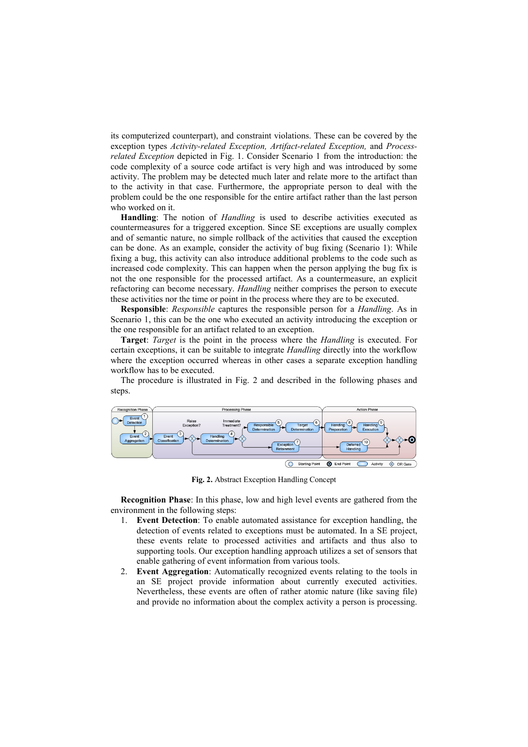its computerized counterpart), and constraint violations. These can be covered by the exception types *Activity-related Exception, Artifact-related Exception,* and *Process-related Exception* depicted in Fig. 1. Consider Scenario 1 from the introduction: the code complexity of a source code artifact is very high and was introduced by some activity. The problem may be detected much later and relate more to the artifact than to the activity in that case. Furthermore, the appropriate person to deal with the problem could be the one responsible for the entire artifact rather than the last person who worked on it.

**Handling**: The notion of *Handling* is used to describe activities executed as countermeasures for a triggered exception. Since SE exceptions are usually complex and of semantic nature, no simple rollback of the activities that caused the exception can be done. As an example, consider the activity of bug fixing (Scenario 1): While fixing a bug, this activity can also introduce additional problems to the code such as increased code complexity. This can happen when the person applying the bug fix is not the one responsible for the processed artifact. As a countermeasure, an explicit refactoring can become necessary. *Handling* neither comprises the person to execute these activities nor the time or point in the process where they are to be executed.

**Responsible**: *Responsible* captures the responsible person for a *Handling*. As in Scenario 1, this can be the one who executed an activity introducing the exception or the one responsible for an artifact related to an exception.

**Target**: *Target* is the point in the process where the *Handling* is executed. For certain exceptions, it can be suitable to integrate *Handling* directly into the workflow where the exception occurred whereas in other cases a separate exception handling workflow has to be executed.

The procedure is illustrated in Fig. 2 and described in the following phases and steps.

Recognition Phase
Processing Phase
Action Phase
Event Detection 1
Event Aggregation 2
Raise Exception?
Event Classification 3
Immediate Treatment?
Handling Determination 4
Responsible Determination 5
Target Determination 6
Exception Retainment 7
Handling Preparation 8
Handling Execution 9
Deferred Handling 10
Starting Point
End Point
Activity
OR Gate

**Fig. 2.** Abstract Exception Handling Concept

**Recognition Phase**: In this phase, low and high level events are gathered from the environment in the following steps:

1. **Event Detection**: To enable automated assistance for exception handling, the detection of events related to exceptions must be automated. In a SE project, these events relate to processed activities and artifacts and thus also to supporting tools. Our exception handling approach utilizes a set of sensors that enable gathering of event information from various tools.
2. **Event Aggregation**: Automatically recognized events relating to the tools in an SE project provide information about currently executed activities. Nevertheless, these events are often of rather atomic nature (like saving file) and provide no information about the complex activity a person is processing.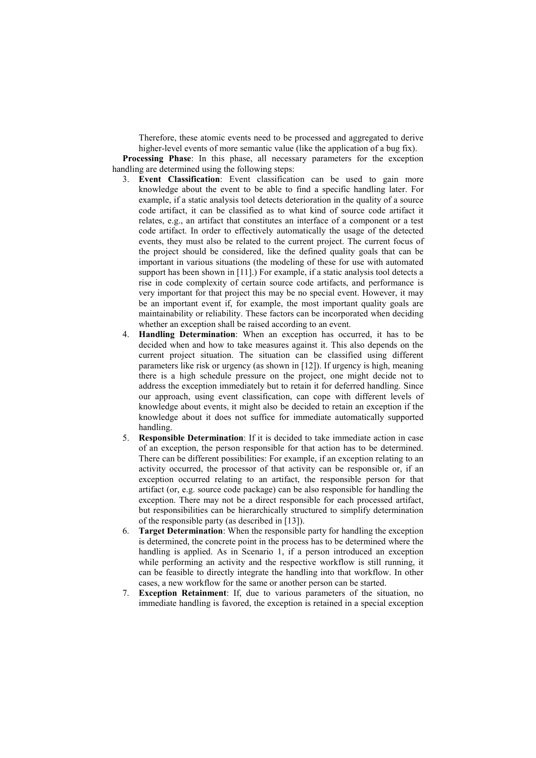Therefore, these atomic events need to be processed and aggregated to derive higher-level events of more semantic value (like the application of a bug fix).

**Processing Phase**: In this phase, all necessary parameters for the exception handling are determined using the following steps:

3. **Event Classification**: Event classification can be used to gain more knowledge about the event to be able to find a specific handling later. For example, if a static analysis tool detects deterioration in the quality of a source code artifact, it can be classified as to what kind of source code artifact it relates, e.g., an artifact that constitutes an interface of a component or a test code artifact. In order to effectively automatically the usage of the detected events, they must also be related to the current project. The current focus of the project should be considered, like the defined quality goals that can be important in various situations (the modeling of these for use with automated support has been shown in [11].) For example, if a static analysis tool detects a rise in code complexity of certain source code artifacts, and performance is very important for that project this may be no special event. However, it may be an important event if, for example, the most important quality goals are maintainability or reliability. These factors can be incorporated when deciding whether an exception shall be raised according to an event.
4. **Handling Determination**: When an exception has occurred, it has to be decided when and how to take measures against it. This also depends on the current project situation. The situation can be classified using different parameters like risk or urgency (as shown in [12]). If urgency is high, meaning there is a high schedule pressure on the project, one might decide not to address the exception immediately but to retain it for deferred handling. Since our approach, using event classification, can cope with different levels of knowledge about events, it might also be decided to retain an exception if the knowledge about it does not suffice for immediate automatically supported handling.
5. **Responsible Determination**: If it is decided to take immediate action in case of an exception, the person responsible for that action has to be determined. There can be different possibilities: For example, if an exception relating to an activity occurred, the processor of that activity can be responsible or, if an exception occurred relating to an artifact, the responsible person for that artifact (or, e.g. source code package) can be also responsible for handling the exception. There may not be a direct responsible for each processed artifact, but responsibilities can be hierarchically structured to simplify determination of the responsible party (as described in [13]).
6. **Target Determination**: When the responsible party for handling the exception is determined, the concrete point in the process has to be determined where the handling is applied. As in Scenario 1, if a person introduced an exception while performing an activity and the respective workflow is still running, it can be feasible to directly integrate the handling into that workflow. In other cases, a new workflow for the same or another person can be started.
7. **Exception Retainment**: If, due to various parameters of the situation, no immediate handling is favored, the exception is retained in a special exception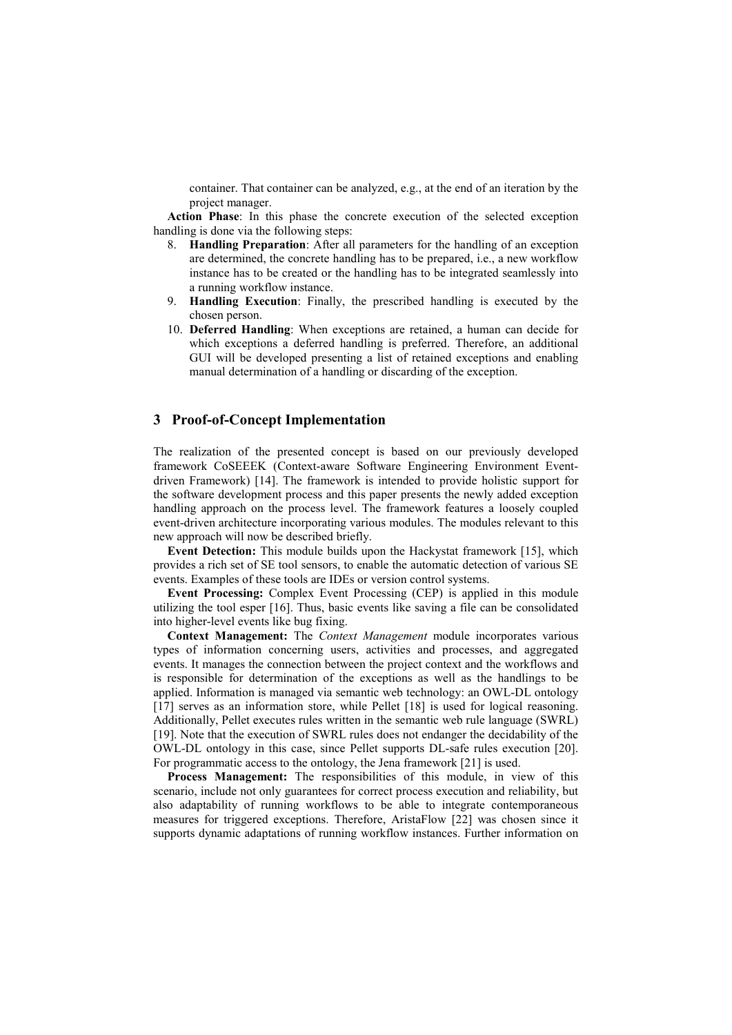container. That container can be analyzed, e.g., at the end of an iteration by the project manager.

**Action Phase**: In this phase the concrete execution of the selected exception handling is done via the following steps:

8. **Handling Preparation**: After all parameters for the handling of an exception are determined, the concrete handling has to be prepared, i.e., a new workflow instance has to be created or the handling has to be integrated seamlessly into a running workflow instance.
9. **Handling Execution**: Finally, the prescribed handling is executed by the chosen person.
10. **Deferred Handling**: When exceptions are retained, a human can decide for which exceptions a deferred handling is preferred. Therefore, an additional GUI will be developed presenting a list of retained exceptions and enabling manual determination of a handling or discarding of the exception.

## 3 Proof-of-Concept Implementation

The realization of the presented concept is based on our previously developed framework CoSEEEK (Context-aware Software Engineering Environment Event-driven Framework) [14]. The framework is intended to provide holistic support for the software development process and this paper presents the newly added exception handling approach on the process level. The framework features a loosely coupled event-driven architecture incorporating various modules. The modules relevant to this new approach will now be described briefly.

**Event Detection:** This module builds upon the Hackystat framework [15], which provides a rich set of SE tool sensors, to enable the automatic detection of various SE events. Examples of these tools are IDEs or version control systems.

**Event Processing:** Complex Event Processing (CEP) is applied in this module utilizing the tool esper [16]. Thus, basic events like saving a file can be consolidated into higher-level events like bug fixing.

**Context Management:** The *Context Management* module incorporates various types of information concerning users, activities and processes, and aggregated events. It manages the connection between the project context and the workflows and is responsible for determination of the exceptions as well as the handlings to be applied. Information is managed via semantic web technology: an OWL-DL ontology [17] serves as an information store, while Pellet [18] is used for logical reasoning. Additionally, Pellet executes rules written in the semantic web rule language (SWRL) [19]. Note that the execution of SWRL rules does not endanger the decidability of the OWL-DL ontology in this case, since Pellet supports DL-safe rules execution [20]. For programmatic access to the ontology, the Jena framework [21] is used.

**Process Management:** The responsibilities of this module, in view of this scenario, include not only guarantees for correct process execution and reliability, but also adaptability of running workflows to be able to integrate contemporaneous measures for triggered exceptions. Therefore, AristaFlow [22] was chosen since it supports dynamic adaptations of running workflow instances. Further information on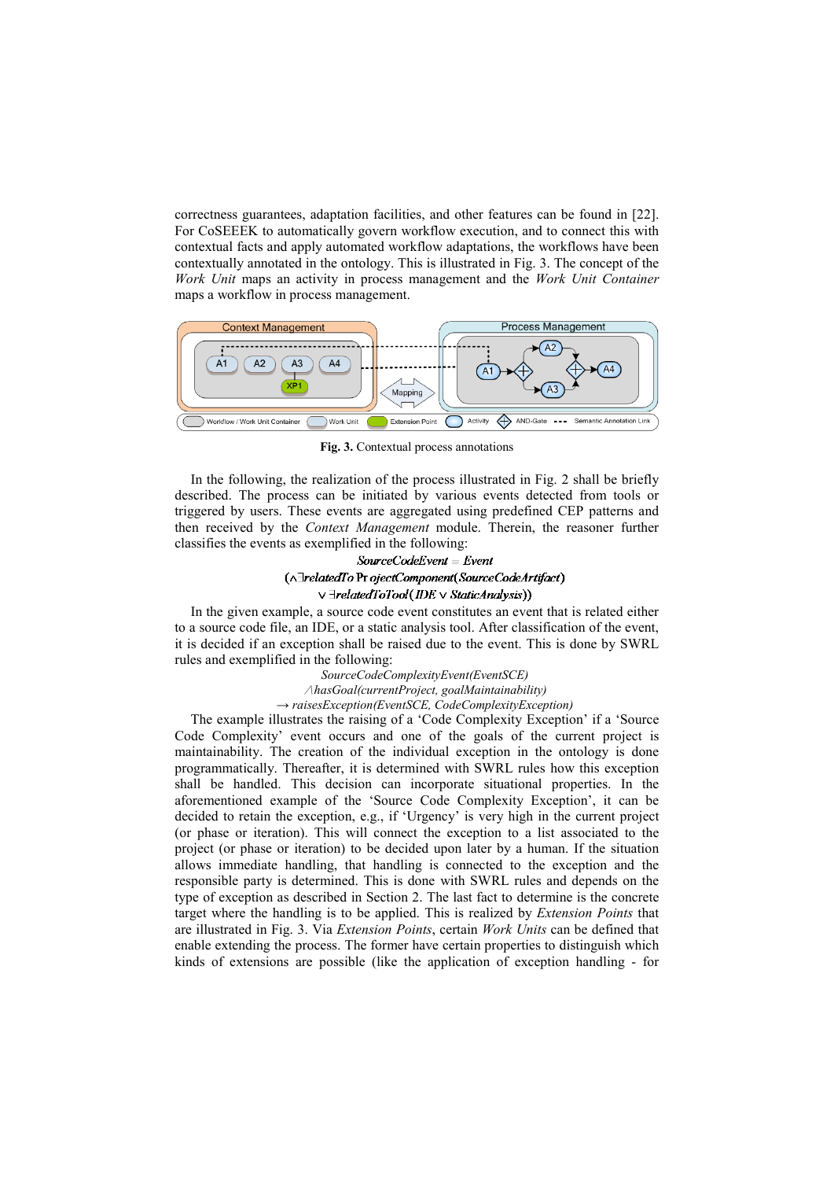correctness guarantees, adaptation facilities, and other features can be found in [22]. For CoSEEEK to automatically govern workflow execution, and to connect this with contextual facts and apply automated workflow adaptations, the workflows have been contextually annotated in the ontology. This is illustrated in Fig. 3. The concept of the *Work Unit* maps an activity in process management and the *Work Unit Container* maps a workflow in process management.

Context Management

A1 A2 A3 A4

XP1

Mapping

Process Management

A1 A2 A3 A4

Workflow / Work Unit Container    Work Unit    Extension Point    Activity    AND-Gate    Semantic Annotation Link

**Fig. 3.** Contextual process annotations

In the following, the realization of the process illustrated in Fig. 2 shall be briefly described. The process can be initiated by various events detected from tools or triggered by users. These events are aggregated using predefined CEP patterns and then received by the *Context Management* module. Therein, the reasoner further classifies the events as exemplified in the following:

$$\mathit{SourceCodeEvent} \equiv \mathit{Event}$$
$$(\wedge \exists \mathit{relatedToProjectComponent}(\mathit{SourceCodeArtifact})$$
$$\vee \exists \mathit{relatedToTool}(\mathit{IDE} \vee \mathit{StaticAnalysis}))$$

In the given example, a source code event constitutes an event that is related either to a source code file, an IDE, or a static analysis tool. After classification of the event, it is decided if an exception shall be raised due to the event. This is done by SWRL rules and exemplified in the following:

$$\mathit{SourceCodeComplexityEvent(EventSCE)}$$
$$\wedge \mathit{hasGoal(currentProject, goalMaintainability)}$$
$$\rightarrow \mathit{raisesException(EventSCE, CodeComplexityException)}$$

The example illustrates the raising of a 'Code Complexity Exception' if a 'Source Code Complexity' event occurs and one of the goals of the current project is maintainability. The creation of the individual exception in the ontology is done programmatically. Thereafter, it is determined with SWRL rules how this exception shall be handled. This decision can incorporate situational properties. In the aforementioned example of the 'Source Code Complexity Exception', it can be decided to retain the exception, e.g., if 'Urgency' is very high in the current project (or phase or iteration). This will connect the exception to a list associated to the project (or phase or iteration) to be decided upon later by a human. If the situation allows immediate handling, that handling is connected to the exception and the responsible party is determined. This is done with SWRL rules and depends on the type of exception as described in Section 2. The last fact to determine is the concrete target where the handling is to be applied. This is realized by *Extension Points* that are illustrated in Fig. 3. Via *Extension Points*, certain *Work Units* can be defined that enable extending the process. The former have certain properties to distinguish which kinds of extensions are possible (like the application of exception handling - for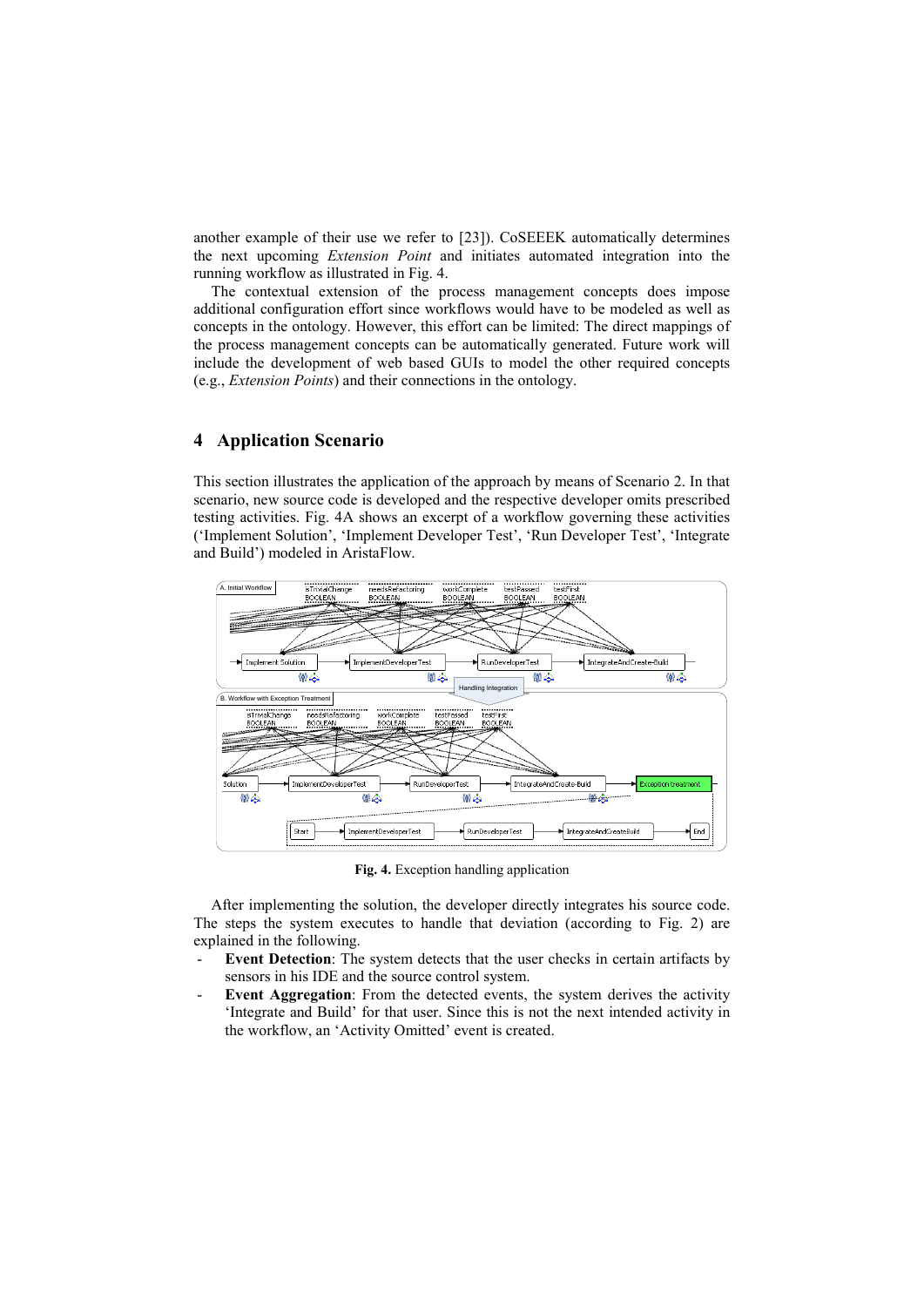another example of their use we refer to [23]). CoSEEEK automatically determines the next upcoming *Extension Point* and initiates automated integration into the running workflow as illustrated in Fig. 4.

The contextual extension of the process management concepts does impose additional configuration effort since workflows would have to be modeled as well as concepts in the ontology. However, this effort can be limited: The direct mappings of the process management concepts can be automatically generated. Future work will include the development of web based GUIs to model the other required concepts (e.g., *Extension Points*) and their connections in the ontology.

## 4 Application Scenario

This section illustrates the application of the approach by means of Scenario 2. In that scenario, new source code is developed and the respective developer omits prescribed testing activities. Fig. 4A shows an excerpt of a workflow governing these activities ('Implement Solution', 'Implement Developer Test', 'Run Developer Test', 'Integrate and Build') modeled in AristaFlow.

**Fig. 4.** Exception handling application

After implementing the solution, the developer directly integrates his source code. The steps the system executes to handle that deviation (according to Fig. 2) are explained in the following.

- **Event Detection**: The system detects that the user checks in certain artifacts by sensors in his IDE and the source control system.
- **Event Aggregation**: From the detected events, the system derives the activity 'Integrate and Build' for that user. Since this is not the next intended activity in the workflow, an 'Activity Omitted' event is created.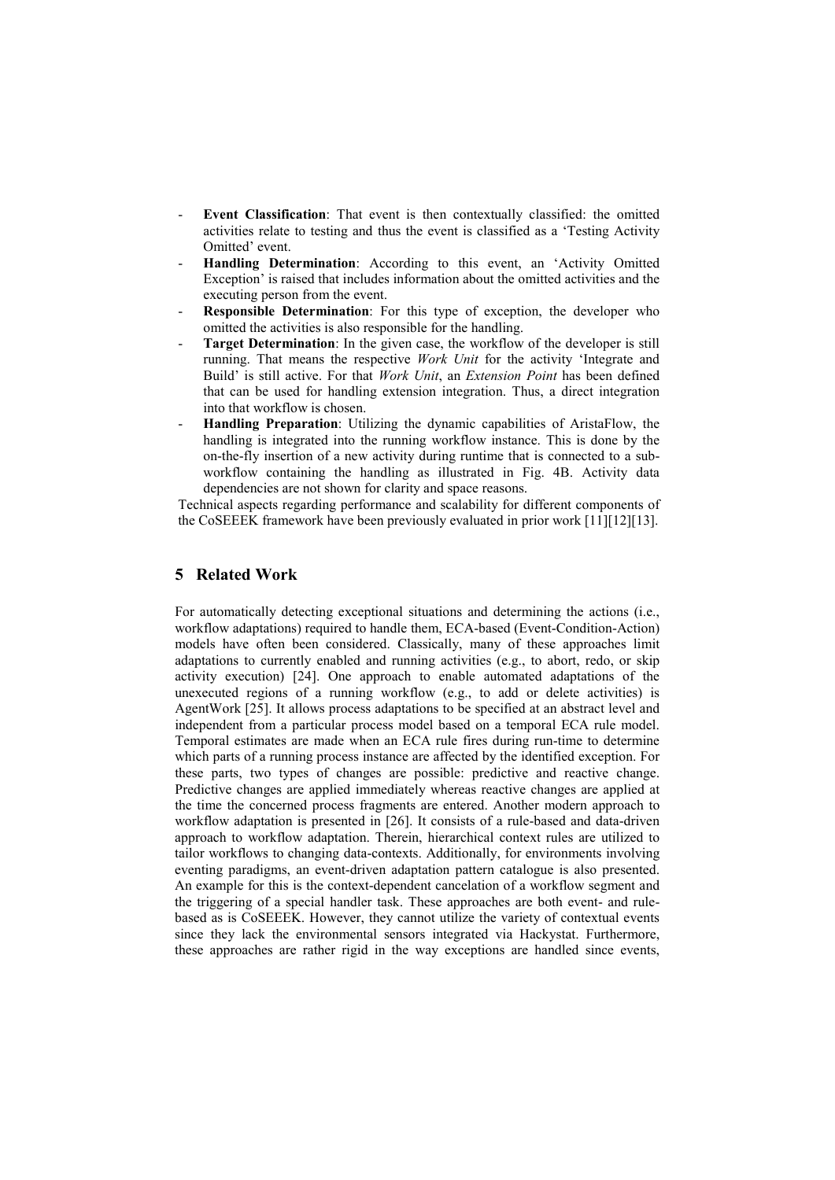- **Event Classification**: That event is then contextually classified: the omitted activities relate to testing and thus the event is classified as a 'Testing Activity Omitted' event.
- **Handling Determination**: According to this event, an 'Activity Omitted Exception' is raised that includes information about the omitted activities and the executing person from the event.
- **Responsible Determination**: For this type of exception, the developer who omitted the activities is also responsible for the handling.
- **Target Determination**: In the given case, the workflow of the developer is still running. That means the respective *Work Unit* for the activity 'Integrate and Build' is still active. For that *Work Unit*, an *Extension Point* has been defined that can be used for handling extension integration. Thus, a direct integration into that workflow is chosen.
- **Handling Preparation**: Utilizing the dynamic capabilities of AristaFlow, the handling is integrated into the running workflow instance. This is done by the on-the-fly insertion of a new activity during runtime that is connected to a sub-workflow containing the handling as illustrated in Fig. 4B. Activity data dependencies are not shown for clarity and space reasons.

Technical aspects regarding performance and scalability for different components of the CoSEEEK framework have been previously evaluated in prior work [11][12][13].

## 5 Related Work

For automatically detecting exceptional situations and determining the actions (i.e., workflow adaptations) required to handle them, ECA-based (Event-Condition-Action) models have often been considered. Classically, many of these approaches limit adaptations to currently enabled and running activities (e.g., to abort, redo, or skip activity execution) [24]. One approach to enable automated adaptations of the unexecuted regions of a running workflow (e.g., to add or delete activities) is AgentWork [25]. It allows process adaptations to be specified at an abstract level and independent from a particular process model based on a temporal ECA rule model. Temporal estimates are made when an ECA rule fires during run-time to determine which parts of a running process instance are affected by the identified exception. For these parts, two types of changes are possible: predictive and reactive change. Predictive changes are applied immediately whereas reactive changes are applied at the time the concerned process fragments are entered. Another modern approach to workflow adaptation is presented in [26]. It consists of a rule-based and data-driven approach to workflow adaptation. Therein, hierarchical context rules are utilized to tailor workflows to changing data-contexts. Additionally, for environments involving eventing paradigms, an event-driven adaptation pattern catalogue is also presented. An example for this is the context-dependent cancelation of a workflow segment and the triggering of a special handler task. These approaches are both event- and rule-based as is CoSEEEK. However, they cannot utilize the variety of contextual events since they lack the environmental sensors integrated via Hackystat. Furthermore, these approaches are rather rigid in the way exceptions are handled since events,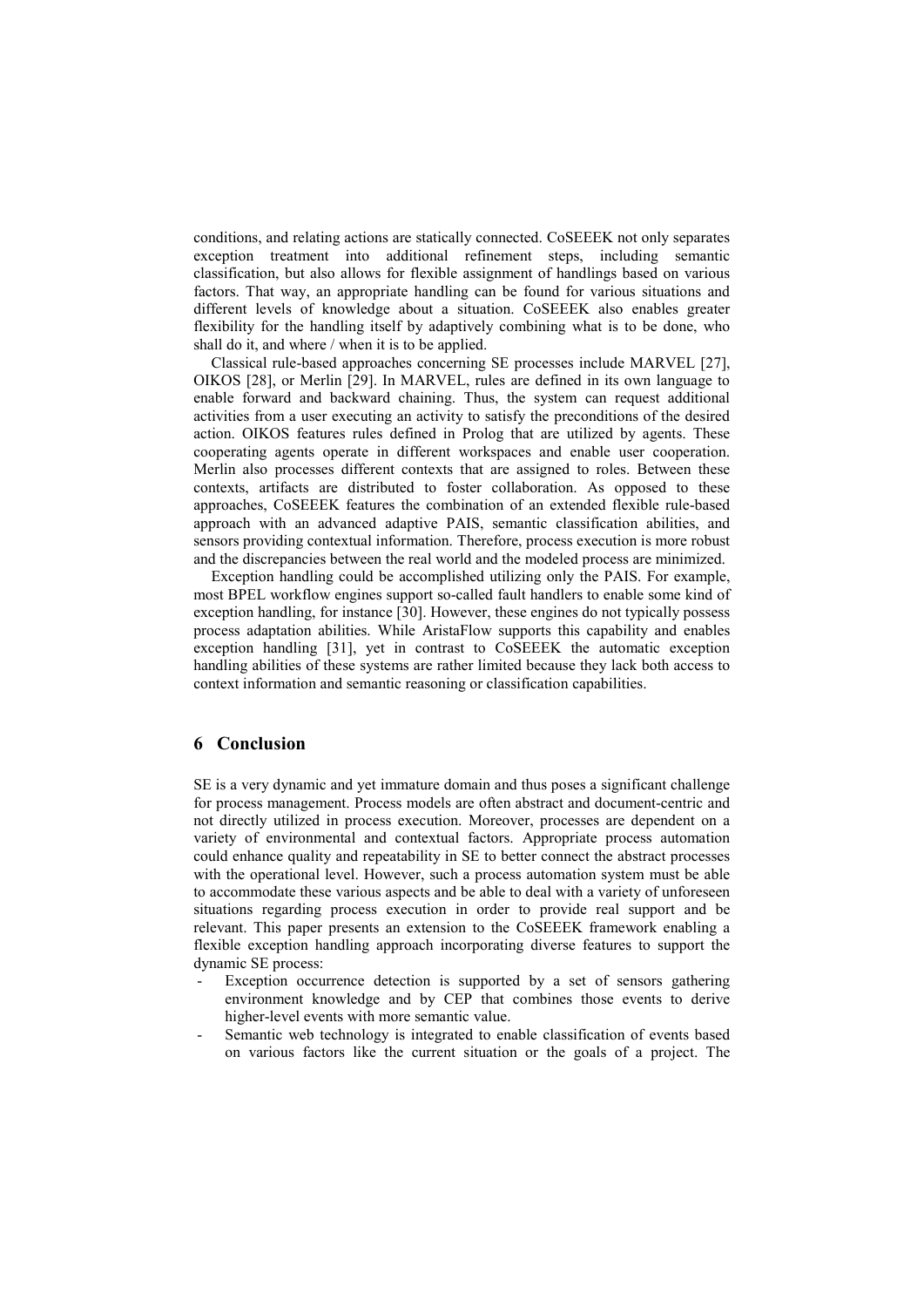conditions, and relating actions are statically connected. CoSEEEK not only separates exception treatment into additional refinement steps, including semantic classification, but also allows for flexible assignment of handlings based on various factors. That way, an appropriate handling can be found for various situations and different levels of knowledge about a situation. CoSEEEK also enables greater flexibility for the handling itself by adaptively combining what is to be done, who shall do it, and where / when it is to be applied.

Classical rule-based approaches concerning SE processes include MARVEL [27], OIKOS [28], or Merlin [29]. In MARVEL, rules are defined in its own language to enable forward and backward chaining. Thus, the system can request additional activities from a user executing an activity to satisfy the preconditions of the desired action. OIKOS features rules defined in Prolog that are utilized by agents. These cooperating agents operate in different workspaces and enable user cooperation. Merlin also processes different contexts that are assigned to roles. Between these contexts, artifacts are distributed to foster collaboration. As opposed to these approaches, CoSEEEK features the combination of an extended flexible rule-based approach with an advanced adaptive PAIS, semantic classification abilities, and sensors providing contextual information. Therefore, process execution is more robust and the discrepancies between the real world and the modeled process are minimized.

Exception handling could be accomplished utilizing only the PAIS. For example, most BPEL workflow engines support so-called fault handlers to enable some kind of exception handling, for instance [30]. However, these engines do not typically possess process adaptation abilities. While AristaFlow supports this capability and enables exception handling [31], yet in contrast to CoSEEEK the automatic exception handling abilities of these systems are rather limited because they lack both access to context information and semantic reasoning or classification capabilities.

## 6 Conclusion

SE is a very dynamic and yet immature domain and thus poses a significant challenge for process management. Process models are often abstract and document-centric and not directly utilized in process execution. Moreover, processes are dependent on a variety of environmental and contextual factors. Appropriate process automation could enhance quality and repeatability in SE to better connect the abstract processes with the operational level. However, such a process automation system must be able to accommodate these various aspects and be able to deal with a variety of unforeseen situations regarding process execution in order to provide real support and be relevant. This paper presents an extension to the CoSEEEK framework enabling a flexible exception handling approach incorporating diverse features to support the dynamic SE process:

- Exception occurrence detection is supported by a set of sensors gathering environment knowledge and by CEP that combines those events to derive higher-level events with more semantic value.
- Semantic web technology is integrated to enable classification of events based on various factors like the current situation or the goals of a project. The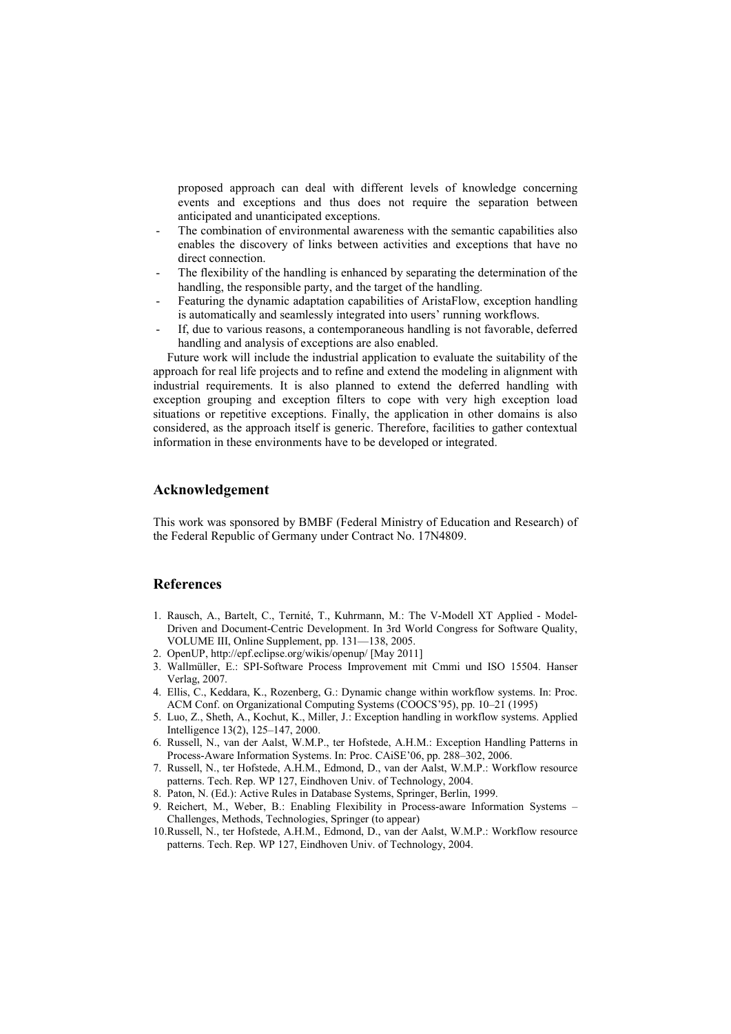proposed approach can deal with different levels of knowledge concerning events and exceptions and thus does not require the separation between anticipated and unanticipated exceptions.

- The combination of environmental awareness with the semantic capabilities also enables the discovery of links between activities and exceptions that have no direct connection.
- The flexibility of the handling is enhanced by separating the determination of the handling, the responsible party, and the target of the handling.
- Featuring the dynamic adaptation capabilities of AristaFlow, exception handling is automatically and seamlessly integrated into users' running workflows.
- If, due to various reasons, a contemporaneous handling is not favorable, deferred handling and analysis of exceptions are also enabled.

Future work will include the industrial application to evaluate the suitability of the approach for real life projects and to refine and extend the modeling in alignment with industrial requirements. It is also planned to extend the deferred handling with exception grouping and exception filters to cope with very high exception load situations or repetitive exceptions. Finally, the application in other domains is also considered, as the approach itself is generic. Therefore, facilities to gather contextual information in these environments have to be developed or integrated.

## Acknowledgement

This work was sponsored by BMBF (Federal Ministry of Education and Research) of the Federal Republic of Germany under Contract No. 17N4809.

## References

1. Rausch, A., Bartelt, C., Ternité, T., Kuhrmann, M.: The V-Modell XT Applied - Model-Driven and Document-Centric Development. In 3rd World Congress for Software Quality, VOLUME III, Online Supplement, pp. 131—138, 2005.
2. OpenUP, http://epf.eclipse.org/wikis/openup/ [May 2011]
3. Wallmüller, E.: SPI-Software Process Improvement mit Cmmi und ISO 15504. Hanser Verlag, 2007.
4. Ellis, C., Keddara, K., Rozenberg, G.: Dynamic change within workflow systems. In: Proc. ACM Conf. on Organizational Computing Systems (COOCS'95), pp. 10–21 (1995)
5. Luo, Z., Sheth, A., Kochut, K., Miller, J.: Exception handling in workflow systems. Applied Intelligence 13(2), 125–147, 2000.
6. Russell, N., van der Aalst, W.M.P., ter Hofstede, A.H.M.: Exception Handling Patterns in Process-Aware Information Systems. In: Proc. CAiSE'06, pp. 288–302, 2006.
7. Russell, N., ter Hofstede, A.H.M., Edmond, D., van der Aalst, W.M.P.: Workflow resource patterns. Tech. Rep. WP 127, Eindhoven Univ. of Technology, 2004.
8. Paton, N. (Ed.): Active Rules in Database Systems, Springer, Berlin, 1999.
9. Reichert, M., Weber, B.: Enabling Flexibility in Process-aware Information Systems – Challenges, Methods, Technologies, Springer (to appear)
10. Russell, N., ter Hofstede, A.H.M., Edmond, D., van der Aalst, W.M.P.: Workflow resource patterns. Tech. Rep. WP 127, Eindhoven Univ. of Technology, 2004.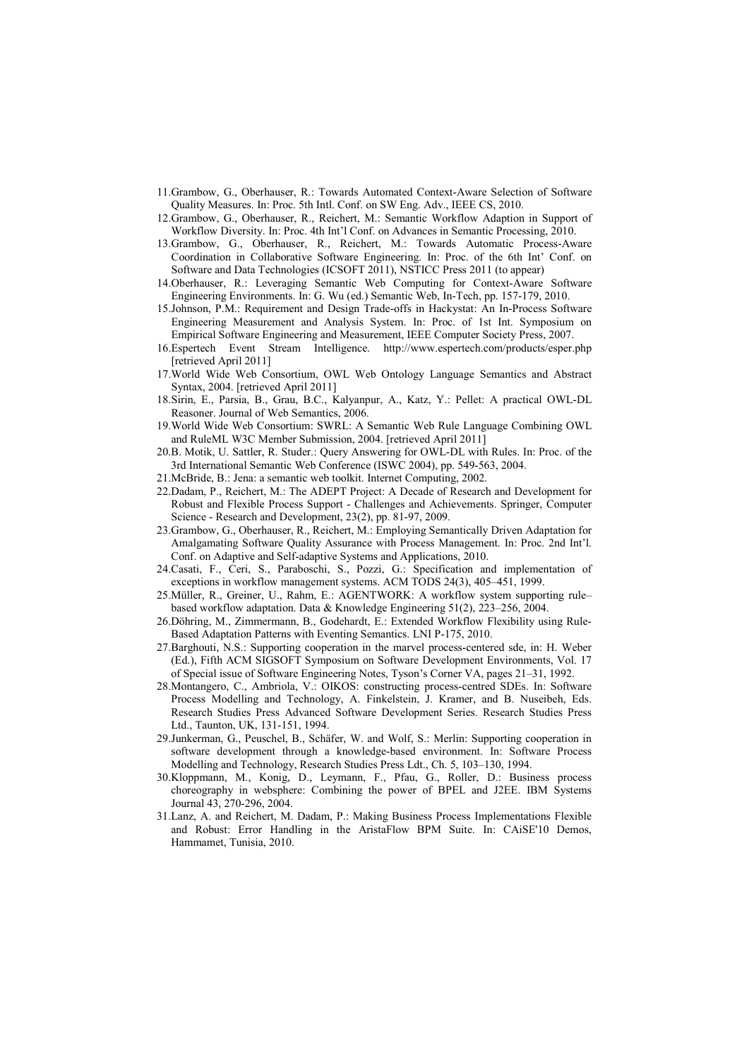11. Grambow, G., Oberhauser, R.: Towards Automated Context-Aware Selection of Software Quality Measures. In: Proc. 5th Intl. Conf. on SW Eng. Adv., IEEE CS, 2010.
12. Grambow, G., Oberhauser, R., Reichert, M.: Semantic Workflow Adaption in Support of Workflow Diversity. In: Proc. 4th Int'l Conf. on Advances in Semantic Processing, 2010.
13. Grambow, G., Oberhauser, R., Reichert, M.: Towards Automatic Process-Aware Coordination in Collaborative Software Engineering. In: Proc. of the 6th Int' Conf. on Software and Data Technologies (ICSOFT 2011), NSTICC Press 2011 (to appear)
14. Oberhauser, R.: Leveraging Semantic Web Computing for Context-Aware Software Engineering Environments. In: G. Wu (ed.) Semantic Web, In-Tech, pp. 157-179, 2010.
15. Johnson, P.M.: Requirement and Design Trade-offs in Hackystat: An In-Process Software Engineering Measurement and Analysis System. In: Proc. of 1st Int. Symposium on Empirical Software Engineering and Measurement, IEEE Computer Society Press, 2007.
16. Espertech Event Stream Intelligence. http://www.espertech.com/products/esper.php [retrieved April 2011]
17. World Wide Web Consortium, OWL Web Ontology Language Semantics and Abstract Syntax, 2004. [retrieved April 2011]
18. Sirin, E., Parsia, B., Grau, B.C., Kalyanpur, A., Katz, Y.: Pellet: A practical OWL-DL Reasoner. Journal of Web Semantics, 2006.
19. World Wide Web Consortium: SWRL: A Semantic Web Rule Language Combining OWL and RuleML W3C Member Submission, 2004. [retrieved April 2011]
20. B. Motik, U. Sattler, R. Studer.: Query Answering for OWL-DL with Rules. In: Proc. of the 3rd International Semantic Web Conference (ISWC 2004), pp. 549-563, 2004.
21. McBride, B.: Jena: a semantic web toolkit. Internet Computing, 2002.
22. Dadam, P., Reichert, M.: The ADEPT Project: A Decade of Research and Development for Robust and Flexible Process Support - Challenges and Achievements. Springer, Computer Science - Research and Development, 23(2), pp. 81-97, 2009.
23. Grambow, G., Oberhauser, R., Reichert, M.: Employing Semantically Driven Adaptation for Amalgamating Software Quality Assurance with Process Management. In: Proc. 2nd Int'l. Conf. on Adaptive and Self-adaptive Systems and Applications, 2010.
24. Casati, F., Ceri, S., Paraboschi, S., Pozzi, G.: Specification and implementation of exceptions in workflow management systems. ACM TODS 24(3), 405–451, 1999.
25. Müller, R., Greiner, U., Rahm, E.: AGENTWORK: A workflow system supporting rule–based workflow adaptation. Data & Knowledge Engineering 51(2), 223–256, 2004.
26. Döhring, M., Zimmermann, B., Godehardt, E.: Extended Workflow Flexibility using Rule-Based Adaptation Patterns with Eventing Semantics. LNI P-175, 2010.
27. Barghouti, N.S.: Supporting cooperation in the marvel process-centered sde, in: H. Weber (Ed.), Fifth ACM SIGSOFT Symposium on Software Development Environments, Vol. 17 of Special issue of Software Engineering Notes, Tyson's Corner VA, pages 21–31, 1992.
28. Montangero, C., Ambriola, V.: OIKOS: constructing process-centred SDEs. In: Software Process Modelling and Technology, A. Finkelstein, J. Kramer, and B. Nuseibeh, Eds. Research Studies Press Advanced Software Development Series. Research Studies Press Ltd., Taunton, UK, 131-151, 1994.
29. Junkerman, G., Peuschel, B., Schäfer, W. and Wolf, S.: Merlin: Supporting cooperation in software development through a knowledge-based environment. In: Software Process Modelling and Technology, Research Studies Press Ldt., Ch. 5, 103–130, 1994.
30. Kloppmann, M., Konig, D., Leymann, F., Pfau, G., Roller, D.: Business process choreography in websphere: Combining the power of BPEL and J2EE. IBM Systems Journal 43, 270-296, 2004.
31. Lanz, A. and Reichert, M. Dadam, P.: Making Business Process Implementations Flexible and Robust: Error Handling in the AristaFlow BPM Suite. In: CAiSE'10 Demos, Hammamet, Tunisia, 2010.